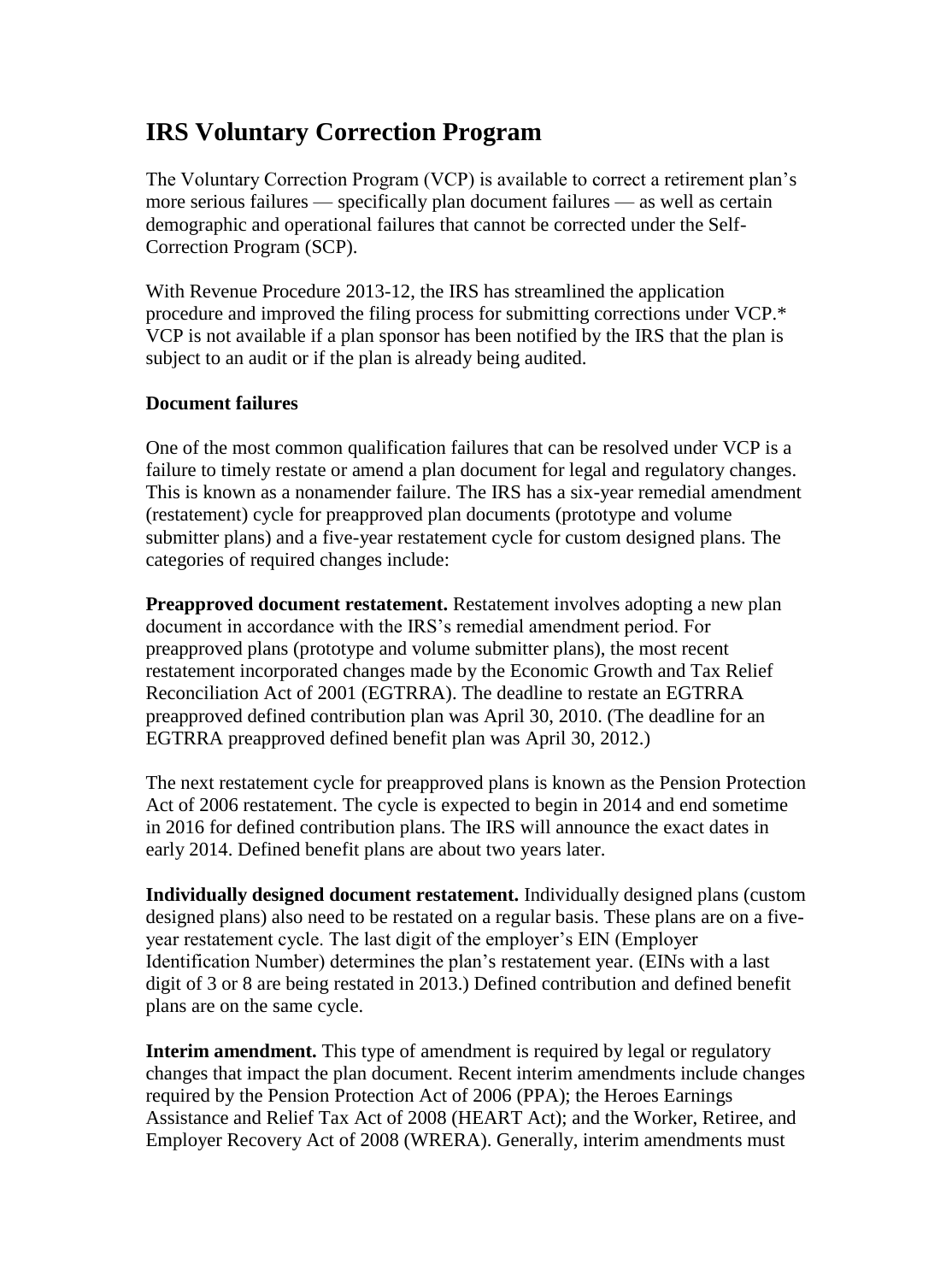# IRS Voluntary Correction Program

The Voluntary Correction Program (VCP) is available to correct a retirement plan's more serious failures — specifically plan document failures — as well as certain demographic and operational failures that cannot be corrected under the Self-Correction Program (SCP).

With Revenue Procedure 2013-12, the IRS has streamlined the application procedure and improved the filing process for submitting corrections under VCP.* VCP is not available if a plan sponsor has been notified by the IRS that the plan is subject to an audit or if the plan is already being audited.

### Document failures

One of the most common qualification failures that can be resolved under VCP is a failure to timely restate or amend a plan document for legal and regulatory changes. This is known as a nonamender failure. The IRS has a six-year remedial amendment (restatement) cycle for preapproved plan documents (prototype and volume submitter plans) and a five-year restatement cycle for custom designed plans. The categories of required changes include:

**Preapproved document restatement.** Restatement involves adopting a new plan document in accordance with the IRS's remedial amendment period. For preapproved plans (prototype and volume submitter plans), the most recent restatement incorporated changes made by the Economic Growth and Tax Relief Reconciliation Act of 2001 (EGTRRA). The deadline to restate an EGTRRA preapproved defined contribution plan was April 30, 2010. (The deadline for an EGTRRA preapproved defined benefit plan was April 30, 2012.)

The next restatement cycle for preapproved plans is known as the Pension Protection Act of 2006 restatement. The cycle is expected to begin in 2014 and end sometime in 2016 for defined contribution plans. The IRS will announce the exact dates in early 2014. Defined benefit plans are about two years later.

**Individually designed document restatement.** Individually designed plans (custom designed plans) also need to be restated on a regular basis. These plans are on a five-year restatement cycle. The last digit of the employer's EIN (Employer Identification Number) determines the plan's restatement year. (EINs with a last digit of 3 or 8 are being restated in 2013.) Defined contribution and defined benefit plans are on the same cycle.

**Interim amendment.** This type of amendment is required by legal or regulatory changes that impact the plan document. Recent interim amendments include changes required by the Pension Protection Act of 2006 (PPA); the Heroes Earnings Assistance and Relief Tax Act of 2008 (HEART Act); and the Worker, Retiree, and Employer Recovery Act of 2008 (WRERA). Generally, interim amendments must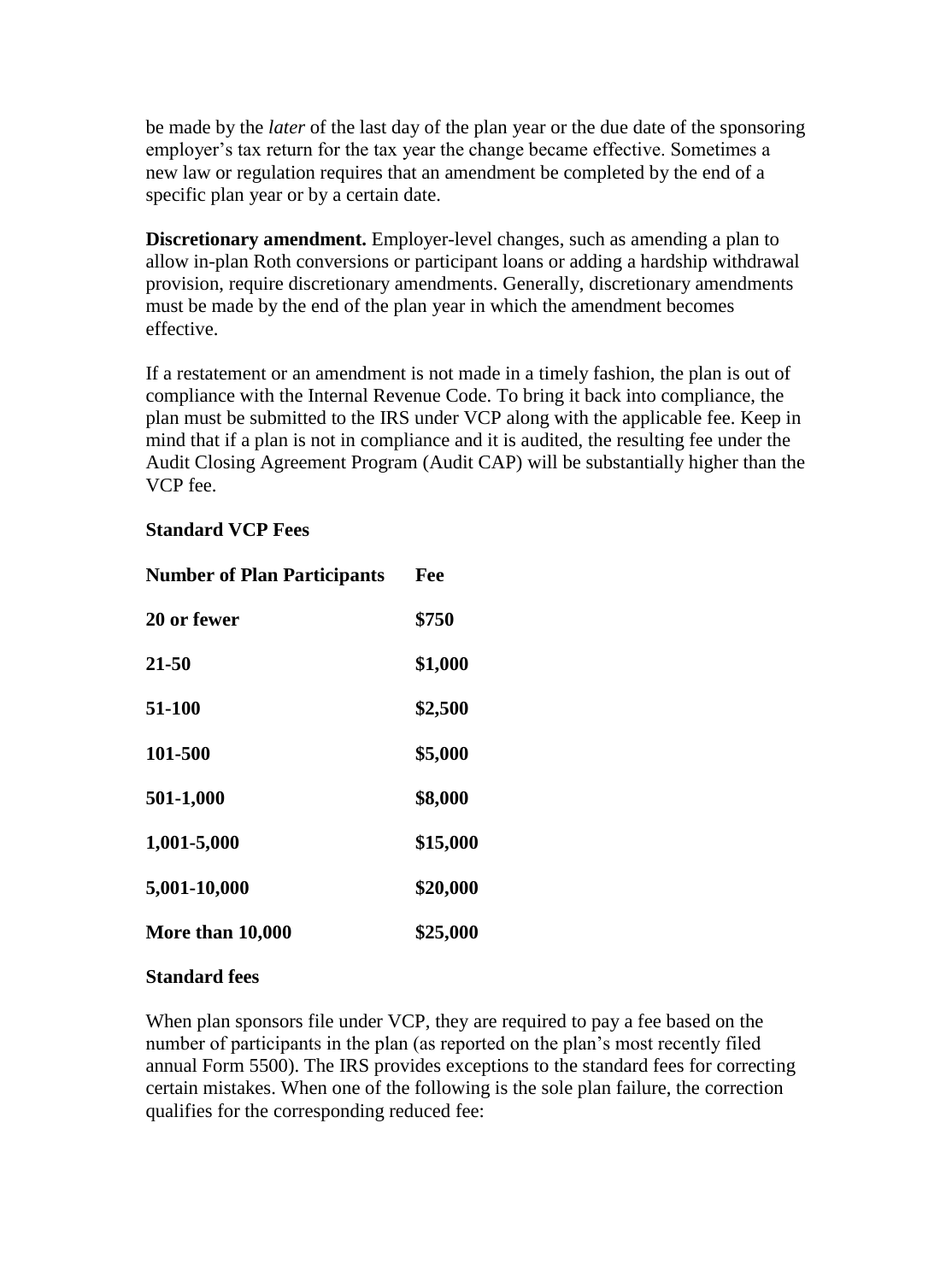be made by the *later* of the last day of the plan year or the due date of the sponsoring employer's tax return for the tax year the change became effective. Sometimes a new law or regulation requires that an amendment be completed by the end of a specific plan year or by a certain date.

**Discretionary amendment.** Employer-level changes, such as amending a plan to allow in-plan Roth conversions or participant loans or adding a hardship withdrawal provision, require discretionary amendments. Generally, discretionary amendments must be made by the end of the plan year in which the amendment becomes effective.

If a restatement or an amendment is not made in a timely fashion, the plan is out of compliance with the Internal Revenue Code. To bring it back into compliance, the plan must be submitted to the IRS under VCP along with the applicable fee. Keep in mind that if a plan is not in compliance and it is audited, the resulting fee under the Audit Closing Agreement Program (Audit CAP) will be substantially higher than the VCP fee.

**Standard VCP Fees**

| **Number of Plan Participants** | **Fee** |
| --- | --- |
| **20 or fewer** | **$750** |
| **21-50** | **$1,000** |
| **51-100** | **$2,500** |
| **101-500** | **$5,000** |
| **501-1,000** | **$8,000** |
| **1,001-5,000** | **$15,000** |
| **5,001-10,000** | **$20,000** |
| **More than 10,000** | **$25,000** |

**Standard fees**

When plan sponsors file under VCP, they are required to pay a fee based on the number of participants in the plan (as reported on the plan's most recently filed annual Form 5500). The IRS provides exceptions to the standard fees for correcting certain mistakes. When one of the following is the sole plan failure, the correction qualifies for the corresponding reduced fee: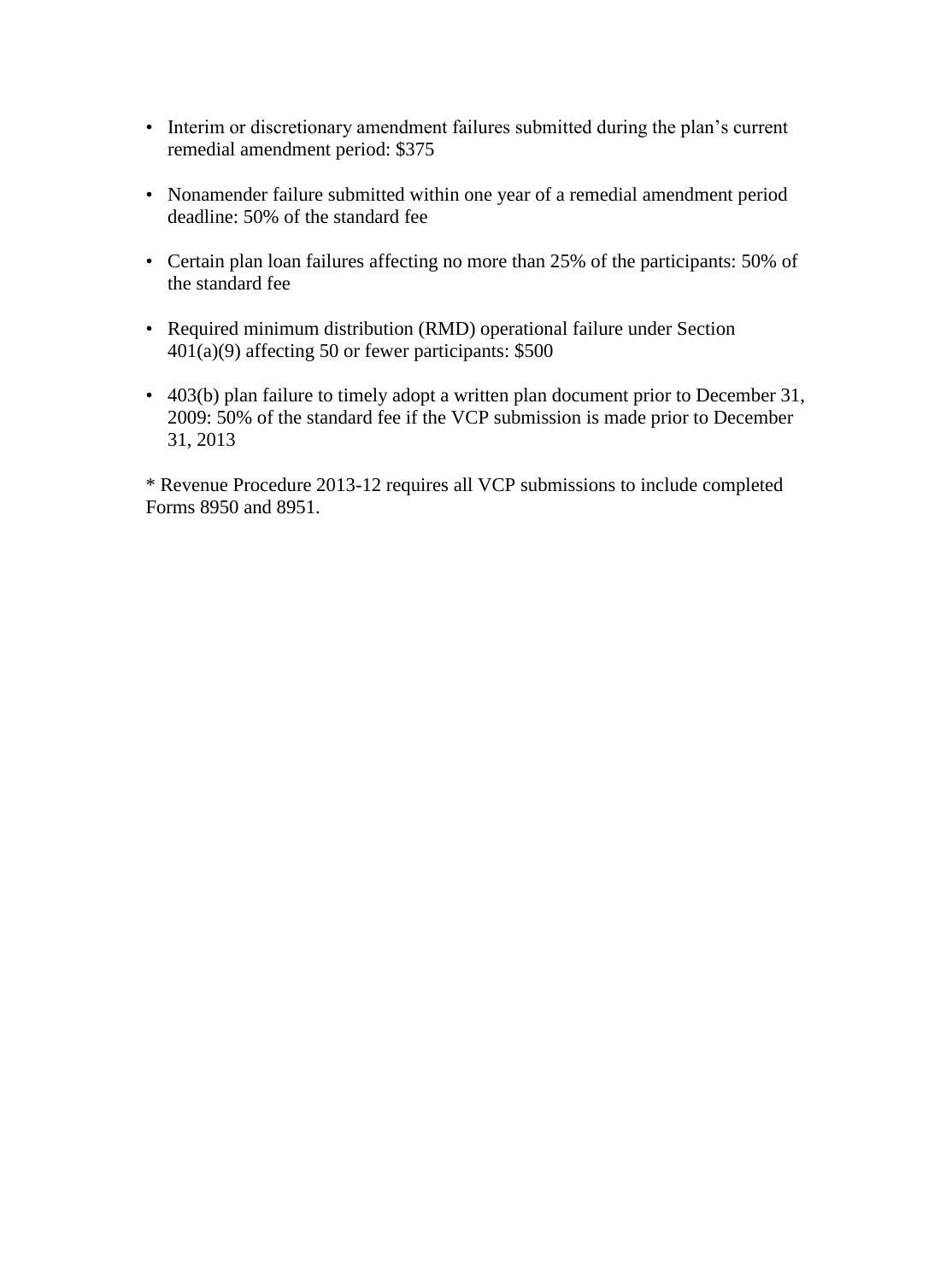- Interim or discretionary amendment failures submitted during the plan's current remedial amendment period: $375

- Nonamender failure submitted within one year of a remedial amendment period deadline: 50% of the standard fee

- Certain plan loan failures affecting no more than 25% of the participants: 50% of the standard fee

- Required minimum distribution (RMD) operational failure under Section 401(a)(9) affecting 50 or fewer participants: $500

- 403(b) plan failure to timely adopt a written plan document prior to December 31, 2009: 50% of the standard fee if the VCP submission is made prior to December 31, 2013

* Revenue Procedure 2013-12 requires all VCP submissions to include completed Forms 8950 and 8951.